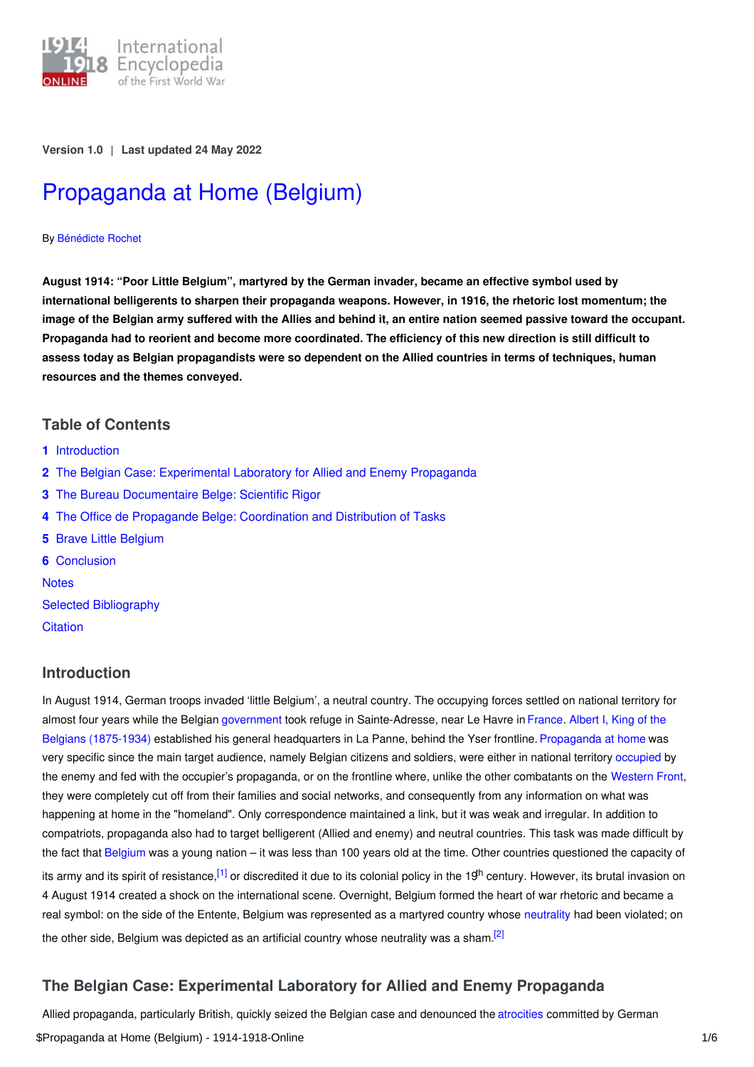Version 1.0 | Last updated 24 May 2022

# Propaganda at Home (Belgium)

By Bénédicte Rochet

**August 1914: "Poor Little Belgium", martyred by the German invader, became an effective symbol used by international belligerents to sharpen their propaganda weapons. However, in 1916, the rhetoric lost momentum; the image of the Belgian army suffered with the Allies and behind it, an entire nation seemed passive toward the occupant. Propaganda had to reorient and become more coordinated. The efficiency of this new direction is still difficult to assess today as Belgian propagandists were so dependent on the Allied countries in terms of techniques, human resources and the themes conveyed.**

## Table of Contents

1. Introduction
2. The Belgian Case: Experimental Laboratory for Allied and Enemy Propaganda
3. The Bureau Documentaire Belge: Scientific Rigor
4. The Office de Propagande Belge: Coordination and Distribution of Tasks
5. Brave Little Belgium
6. Conclusion

Notes

Selected Bibliography

Citation

## Introduction

In August 1914, German troops invaded 'little Belgium', a neutral country. The occupying forces settled on national territory for almost four years while the Belgian government took refuge in Sainte-Adresse, near Le Havre in France. Albert I, King of the Belgians (1875-1934) established his general headquarters in La Panne, behind the Yser frontline. Propaganda at home was very specific since the main target audience, namely Belgian citizens and soldiers, were either in national territory occupied by the enemy and fed with the occupier's propaganda, or on the frontline where, unlike the other combatants on the Western Front, they were completely cut off from their families and social networks, and consequently from any information on what was happening at home in the "homeland". Only correspondence maintained a link, but it was weak and irregular. In addition to compatriots, propaganda also had to target belligerent (Allied and enemy) and neutral countries. This task was made difficult by the fact that Belgium was a young nation – it was less than 100 years old at the time. Other countries questioned the capacity of its army and its spirit of resistance,[1] or discredited it due to its colonial policy in the 19th century. However, its brutal invasion on 4 August 1914 created a shock on the international scene. Overnight, Belgium formed the heart of war rhetoric and became a real symbol: on the side of the Entente, Belgium was represented as a martyred country whose neutrality had been violated; on the other side, Belgium was depicted as an artificial country whose neutrality was a sham.[2]

## The Belgian Case: Experimental Laboratory for Allied and Enemy Propaganda

Allied propaganda, particularly British, quickly seized the Belgian case and denounced the atrocities committed by German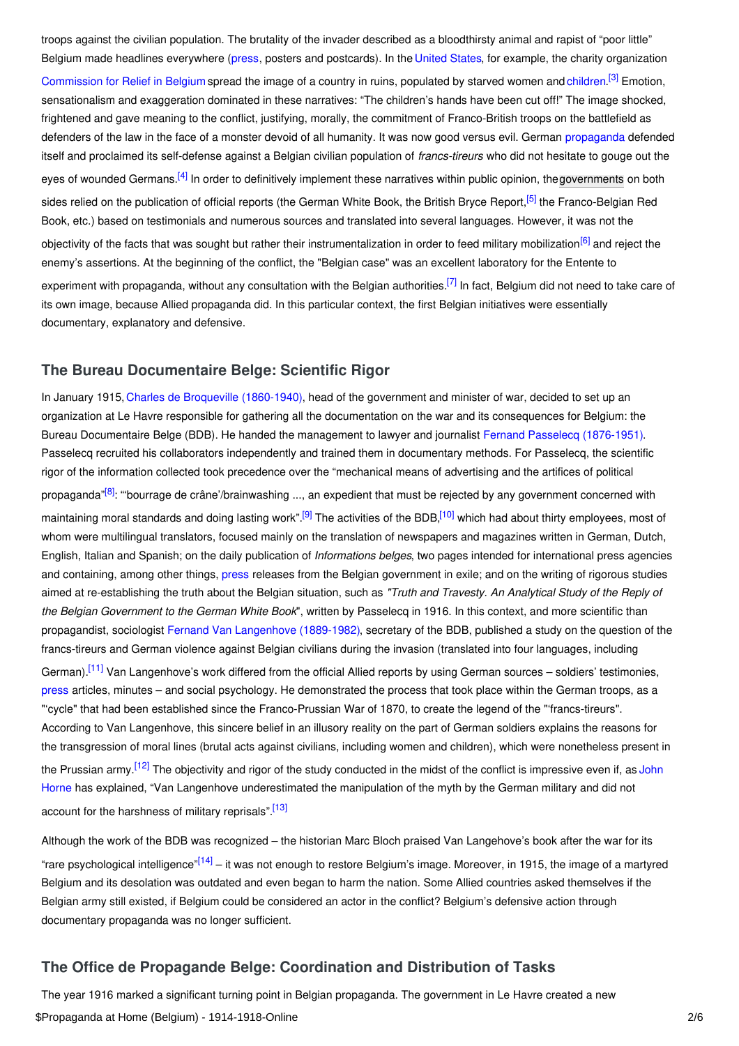troops against the civilian population. The brutality of the invader described as a bloodthirsty animal and rapist of "poor little" Belgium made headlines everywhere (press, posters and postcards). In the United States, for example, the charity organization Commission for Relief in Belgium spread the image of a country in ruins, populated by starved women and children.[3] Emotion, sensationalism and exaggeration dominated in these narratives: "The children's hands have been cut off!" The image shocked, frightened and gave meaning to the conflict, justifying, morally, the commitment of Franco-British troops on the battlefield as defenders of the law in the face of a monster devoid of all humanity. It was now good versus evil. German propaganda defended itself and proclaimed its self-defense against a Belgian civilian population of *francs-tireurs* who did not hesitate to gouge out the eyes of wounded Germans.[4] In order to definitively implement these narratives within public opinion, the governments on both sides relied on the publication of official reports (the German White Book, the British Bryce Report,[5] the Franco-Belgian Red Book, etc.) based on testimonials and numerous sources and translated into several languages. However, it was not the objectivity of the facts that was sought but rather their instrumentalization in order to feed military mobilization[6] and reject the enemy's assertions. At the beginning of the conflict, the "Belgian case" was an excellent laboratory for the Entente to experiment with propaganda, without any consultation with the Belgian authorities.[7] In fact, Belgium did not need to take care of its own image, because Allied propaganda did. In this particular context, the first Belgian initiatives were essentially documentary, explanatory and defensive.

## The Bureau Documentaire Belge: Scientific Rigor

In January 1915, Charles de Broqueville (1860-1940), head of the government and minister of war, decided to set up an organization at Le Havre responsible for gathering all the documentation on the war and its consequences for Belgium: the Bureau Documentaire Belge (BDB). He handed the management to lawyer and journalist Fernand Passelecq (1876-1951). Passelecq recruited his collaborators independently and trained them in documentary methods. For Passelecq, the scientific rigor of the information collected took precedence over the "mechanical means of advertising and the artifices of political propaganda"[8]: "'bourrage de crâne'/brainwashing ..., an expedient that must be rejected by any government concerned with maintaining moral standards and doing lasting work".[9] The activities of the BDB,[10] which had about thirty employees, most of whom were multilingual translators, focused mainly on the translation of newspapers and magazines written in German, Dutch, English, Italian and Spanish; on the daily publication of *Informations belges*, two pages intended for international press agencies and containing, among other things, press releases from the Belgian government in exile; and on the writing of rigorous studies aimed at re-establishing the truth about the Belgian situation, such as *"Truth and Travesty. An Analytical Study of the Reply of the Belgian Government to the German White Book*", written by Passelecq in 1916. In this context, and more scientific than propagandist, sociologist Fernand Van Langenhove (1889-1982), secretary of the BDB, published a study on the question of the francs-tireurs and German violence against Belgian civilians during the invasion (translated into four languages, including German).[11] Van Langenhove's work differed from the official Allied reports by using German sources – soldiers' testimonies, press articles, minutes – and social psychology. He demonstrated the process that took place within the German troops, as a "'cycle" that had been established since the Franco-Prussian War of 1870, to create the legend of the "'francs-tireurs". According to Van Langenhove, this sincere belief in an illusory reality on the part of German soldiers explains the reasons for the transgression of moral lines (brutal acts against civilians, including women and children), which were nonetheless present in the Prussian army.[12] The objectivity and rigor of the study conducted in the midst of the conflict is impressive even if, as John Horne has explained, "Van Langenhove underestimated the manipulation of the myth by the German military and did not account for the harshness of military reprisals".[13]

Although the work of the BDB was recognized – the historian Marc Bloch praised Van Langehove's book after the war for its "rare psychological intelligence"[14] – it was not enough to restore Belgium's image. Moreover, in 1915, the image of a martyred Belgium and its desolation was outdated and even began to harm the nation. Some Allied countries asked themselves if the Belgian army still existed, if Belgium could be considered an actor in the conflict? Belgium's defensive action through documentary propaganda was no longer sufficient.

## The Office de Propagande Belge: Coordination and Distribution of Tasks

The year 1916 marked a significant turning point in Belgian propaganda. The government in Le Havre created a new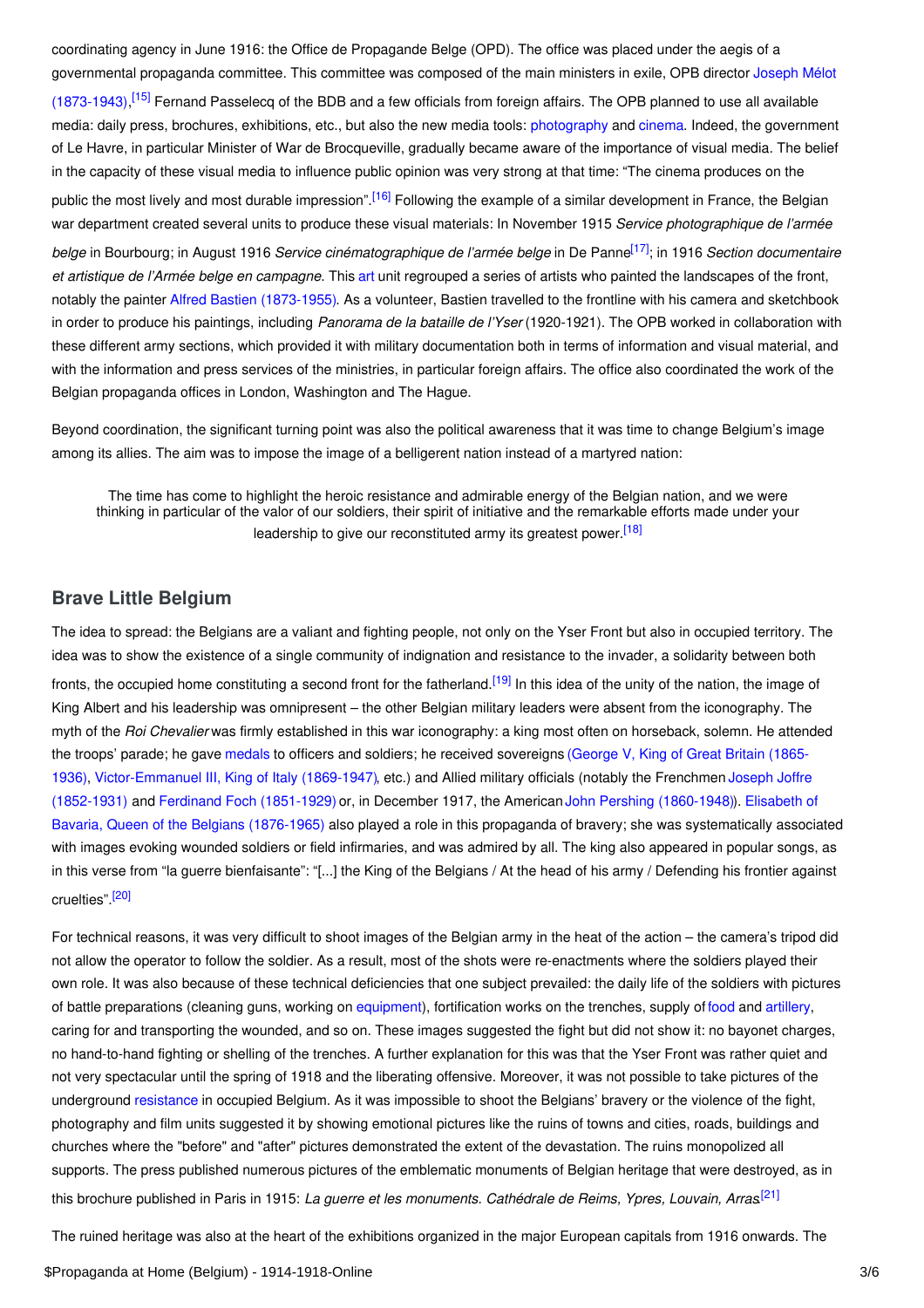coordinating agency in June 1916: the Office de Propagande Belge (OPD). The office was placed under the aegis of a governmental propaganda committee. This committee was composed of the main ministers in exile, OPB director Joseph Mélot (1873-1943),[15] Fernand Passelecq of the BDB and a few officials from foreign affairs. The OPB planned to use all available media: daily press, brochures, exhibitions, etc., but also the new media tools: photography and cinema. Indeed, the government of Le Havre, in particular Minister of War de Brocqueville, gradually became aware of the importance of visual media. The belief in the capacity of these visual media to influence public opinion was very strong at that time: "The cinema produces on the public the most lively and most durable impression".[16] Following the example of a similar development in France, the Belgian war department created several units to produce these visual materials: In November 1915 *Service photographique de l'armée belge* in Bourbourg; in August 1916 *Service cinématographique de l'armée belge* in De Panne[17]; in 1916 *Section documentaire et artistique de l'Armée belge en campagne*. This art unit regrouped a series of artists who painted the landscapes of the front, notably the painter Alfred Bastien (1873-1955). As a volunteer, Bastien travelled to the frontline with his camera and sketchbook in order to produce his paintings, including *Panorama de la bataille de l'Yser* (1920-1921). The OPB worked in collaboration with these different army sections, which provided it with military documentation both in terms of information and visual material, and with the information and press services of the ministries, in particular foreign affairs. The office also coordinated the work of the Belgian propaganda offices in London, Washington and The Hague.

Beyond coordination, the significant turning point was also the political awareness that it was time to change Belgium's image among its allies. The aim was to impose the image of a belligerent nation instead of a martyred nation:

> The time has come to highlight the heroic resistance and admirable energy of the Belgian nation, and we were thinking in particular of the valor of our soldiers, their spirit of initiative and the remarkable efforts made under your leadership to give our reconstituted army its greatest power.[18]

## Brave Little Belgium

The idea to spread: the Belgians are a valiant and fighting people, not only on the Yser Front but also in occupied territory. The idea was to show the existence of a single community of indignation and resistance to the invader, a solidarity between both fronts, the occupied home constituting a second front for the fatherland.[19] In this idea of the unity of the nation, the image of King Albert and his leadership was omnipresent – the other Belgian military leaders were absent from the iconography. The myth of the *Roi Chevalier* was firmly established in this war iconography: a king most often on horseback, solemn. He attended the troops' parade; he gave medals to officers and soldiers; he received sovereigns (George V, King of Great Britain (1865-1936), Victor-Emmanuel III, King of Italy (1869-1947), etc.) and Allied military officials (notably the Frenchmen Joseph Joffre (1852-1931) and Ferdinand Foch (1851-1929) or, in December 1917, the American John Pershing (1860-1948)). Elisabeth of Bavaria, Queen of the Belgians (1876-1965) also played a role in this propaganda of bravery; she was systematically associated with images evoking wounded soldiers or field infirmaries, and was admired by all. The king also appeared in popular songs, as in this verse from "la guerre bienfaisante": "[...] the King of the Belgians / At the head of his army / Defending his frontier against cruelties".[20]

For technical reasons, it was very difficult to shoot images of the Belgian army in the heat of the action – the camera's tripod did not allow the operator to follow the soldier. As a result, most of the shots were re-enactments where the soldiers played their own role. It was also because of these technical deficiencies that one subject prevailed: the daily life of the soldiers with pictures of battle preparations (cleaning guns, working on equipment), fortification works on the trenches, supply of food and artillery, caring for and transporting the wounded, and so on. These images suggested the fight but did not show it: no bayonet charges, no hand-to-hand fighting or shelling of the trenches. A further explanation for this was that the Yser Front was rather quiet and not very spectacular until the spring of 1918 and the liberating offensive. Moreover, it was not possible to take pictures of the underground resistance in occupied Belgium. As it was impossible to shoot the Belgians' bravery or the violence of the fight, photography and film units suggested it by showing emotional pictures like the ruins of towns and cities, roads, buildings and churches where the "before" and "after" pictures demonstrated the extent of the devastation. The ruins monopolized all supports. The press published numerous pictures of the emblematic monuments of Belgian heritage that were destroyed, as in this brochure published in Paris in 1915: *La guerre et les monuments. Cathédrale de Reims, Ypres, Louvain, Arras*.[21]

The ruined heritage was also at the heart of the exhibitions organized in the major European capitals from 1916 onwards. The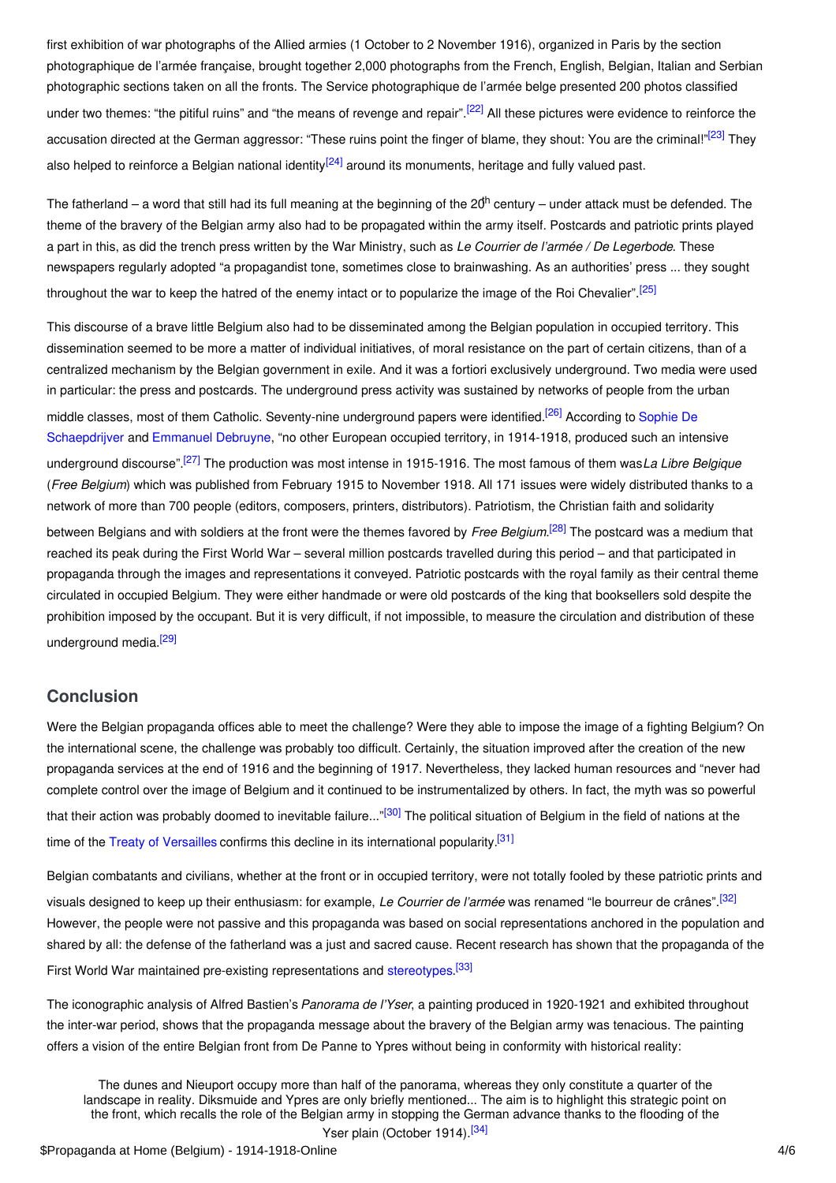first exhibition of war photographs of the Allied armies (1 October to 2 November 1916), organized in Paris by the section photographique de l'armée française, brought together 2,000 photographs from the French, English, Belgian, Italian and Serbian photographic sections taken on all the fronts. The Service photographique de l'armée belge presented 200 photos classified under two themes: "the pitiful ruins" and "the means of revenge and repair".[22] All these pictures were evidence to reinforce the accusation directed at the German aggressor: "These ruins point the finger of blame, they shout: You are the criminal!"[23] They also helped to reinforce a Belgian national identity[24] around its monuments, heritage and fully valued past.

The fatherland – a word that still had its full meaning at the beginning of the 20th century – under attack must be defended. The theme of the bravery of the Belgian army also had to be propagated within the army itself. Postcards and patriotic prints played a part in this, as did the trench press written by the War Ministry, such as *Le Courrier de l'armée / De Legerbode*. These newspapers regularly adopted "a propagandist tone, sometimes close to brainwashing. As an authorities' press ... they sought throughout the war to keep the hatred of the enemy intact or to popularize the image of the Roi Chevalier".[25]

This discourse of a brave little Belgium also had to be disseminated among the Belgian population in occupied territory. This dissemination seemed to be more a matter of individual initiatives, of moral resistance on the part of certain citizens, than of a centralized mechanism by the Belgian government in exile. And it was a fortiori exclusively underground. Two media were used in particular: the press and postcards. The underground press activity was sustained by networks of people from the urban middle classes, most of them Catholic. Seventy-nine underground papers were identified.[26] According to Sophie De Schaepdrijver and Emmanuel Debruyne, "no other European occupied territory, in 1914-1918, produced such an intensive underground discourse".[27] The production was most intense in 1915-1916. The most famous of them was *La Libre Belgique* (*Free Belgium*) which was published from February 1915 to November 1918. All 171 issues were widely distributed thanks to a network of more than 700 people (editors, composers, printers, distributors). Patriotism, the Christian faith and solidarity between Belgians and with soldiers at the front were the themes favored by *Free Belgium*.[28] The postcard was a medium that reached its peak during the First World War – several million postcards travelled during this period – and that participated in propaganda through the images and representations it conveyed. Patriotic postcards with the royal family as their central theme circulated in occupied Belgium. They were either handmade or were old postcards of the king that booksellers sold despite the prohibition imposed by the occupant. But it is very difficult, if not impossible, to measure the circulation and distribution of these underground media.[29]

## Conclusion

Were the Belgian propaganda offices able to meet the challenge? Were they able to impose the image of a fighting Belgium? On the international scene, the challenge was probably too difficult. Certainly, the situation improved after the creation of the new propaganda services at the end of 1916 and the beginning of 1917. Nevertheless, they lacked human resources and "never had complete control over the image of Belgium and it continued to be instrumentalized by others. In fact, the myth was so powerful that their action was probably doomed to inevitable failure..."[30] The political situation of Belgium in the field of nations at the time of the Treaty of Versailles confirms this decline in its international popularity.[31]

Belgian combatants and civilians, whether at the front or in occupied territory, were not totally fooled by these patriotic prints and visuals designed to keep up their enthusiasm: for example, *Le Courrier de l'armée* was renamed "le bourreur de crânes".[32] However, the people were not passive and this propaganda was based on social representations anchored in the population and shared by all: the defense of the fatherland was a just and sacred cause. Recent research has shown that the propaganda of the First World War maintained pre-existing representations and stereotypes.[33]

The iconographic analysis of Alfred Bastien's *Panorama de l'Yser*, a painting produced in 1920-1921 and exhibited throughout the inter-war period, shows that the propaganda message about the bravery of the Belgian army was tenacious. The painting offers a vision of the entire Belgian front from De Panne to Ypres without being in conformity with historical reality:

> The dunes and Nieuport occupy more than half of the panorama, whereas they only constitute a quarter of the landscape in reality. Diksmuide and Ypres are only briefly mentioned... The aim is to highlight this strategic point on the front, which recalls the role of the Belgian army in stopping the German advance thanks to the flooding of the Yser plain (October 1914).[34]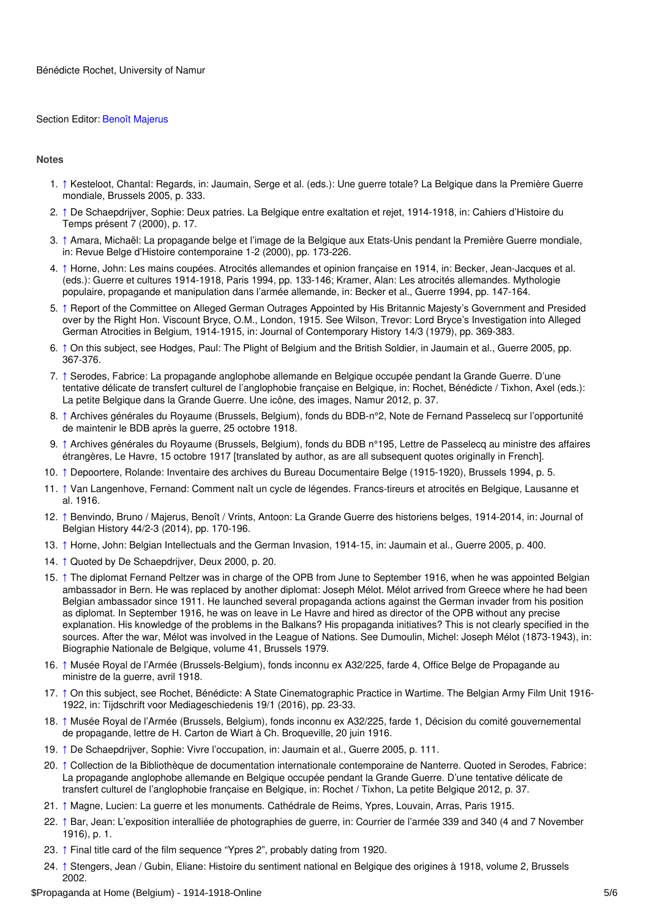Bénédicte Rochet, University of Namur

Section Editor: Benoît Majerus

### Notes

1. ↑ Kesteloot, Chantal: Regards, in: Jaumain, Serge et al. (eds.): Une guerre totale? La Belgique dans la Première Guerre mondiale, Brussels 2005, p. 333.
2. ↑ De Schaepdrijver, Sophie: Deux patries. La Belgique entre exaltation et rejet, 1914-1918, in: Cahiers d'Histoire du Temps présent 7 (2000), p. 17.
3. ↑ Amara, Michaël: La propagande belge et l'image de la Belgique aux Etats-Unis pendant la Première Guerre mondiale, in: Revue Belge d'Histoire contemporaine 1-2 (2000), pp. 173-226.
4. ↑ Horne, John: Les mains coupées. Atrocités allemandes et opinion française en 1914, in: Becker, Jean-Jacques et al. (eds.): Guerre et cultures 1914-1918, Paris 1994, pp. 133-146; Kramer, Alan: Les atrocités allemandes. Mythologie populaire, propagande et manipulation dans l'armée allemande, in: Becker et al., Guerre 1994, pp. 147-164.
5. ↑ Report of the Committee on Alleged German Outrages Appointed by His Britannic Majesty's Government and Presided over by the Right Hon. Viscount Bryce, O.M., London, 1915. See Wilson, Trevor: Lord Bryce's Investigation into Alleged German Atrocities in Belgium, 1914-1915, in: Journal of Contemporary History 14/3 (1979), pp. 369-383.
6. ↑ On this subject, see Hodges, Paul: The Plight of Belgium and the British Soldier, in Jaumain et al., Guerre 2005, pp. 367-376.
7. ↑ Serodes, Fabrice: La propagande anglophobe allemande en Belgique occupée pendant la Grande Guerre. D'une tentative délicate de transfert culturel de l'anglophobie française en Belgique, in: Rochet, Bénédicte / Tixhon, Axel (eds.): La petite Belgique dans la Grande Guerre. Une icône, des images, Namur 2012, p. 37.
8. ↑ Archives générales du Royaume (Brussels, Belgium), fonds du BDB-n°2, Note de Fernand Passelecq sur l'opportunité de maintenir le BDB après la guerre, 25 octobre 1918.
9. ↑ Archives générales du Royaume (Brussels, Belgium), fonds du BDB n°195, Lettre de Passelecq au ministre des affaires étrangères, Le Havre, 15 octobre 1917 [translated by author, as are all subsequent quotes originally in French].
10. ↑ Depoortere, Rolande: Inventaire des archives du Bureau Documentaire Belge (1915-1920), Brussels 1994, p. 5.
11. ↑ Van Langenhove, Fernand: Comment naît un cycle de légendes. Francs-tireurs et atrocités en Belgique, Lausanne et al. 1916.
12. ↑ Benvindo, Bruno / Majerus, Benoît / Vrints, Antoon: La Grande Guerre des historiens belges, 1914-2014, in: Journal of Belgian History 44/2-3 (2014), pp. 170-196.
13. ↑ Horne, John: Belgian Intellectuals and the German Invasion, 1914-15, in: Jaumain et al., Guerre 2005, p. 400.
14. ↑ Quoted by De Schaepdrijver, Deux 2000, p. 20.
15. ↑ The diplomat Fernand Peltzer was in charge of the OPB from June to September 1916, when he was appointed Belgian ambassador in Bern. He was replaced by another diplomat: Joseph Mélot. Mélot arrived from Greece where he had been Belgian ambassador since 1911. He launched several propaganda actions against the German invader from his position as diplomat. In September 1916, he was on leave in Le Havre and hired as director of the OPB without any precise explanation. His knowledge of the problems in the Balkans? His propaganda initiatives? This is not clearly specified in the sources. After the war, Mélot was involved in the League of Nations. See Dumoulin, Michel: Joseph Mélot (1873-1943), in: Biographie Nationale de Belgique, volume 41, Brussels 1979.
16. ↑ Musée Royal de l'Armée (Brussels-Belgium), fonds inconnu ex A32/225, farde 4, Office Belge de Propagande au ministre de la guerre, avril 1918.
17. ↑ On this subject, see Rochet, Bénédicte: A State Cinematographic Practice in Wartime. The Belgian Army Film Unit 1916-1922, in: Tijdschrift voor Mediageschiedenis 19/1 (2016), pp. 23-33.
18. ↑ Musée Royal de l'Armée (Brussels, Belgium), fonds inconnu ex A32/225, farde 1, Décision du comité gouvernemental de propagande, lettre de H. Carton de Wiart à Ch. Broqueville, 20 juin 1916.
19. ↑ De Schaepdrijver, Sophie: Vivre l'occupation, in: Jaumain et al., Guerre 2005, p. 111.
20. ↑ Collection de la Bibliothèque de documentation internationale contemporaine de Nanterre. Quoted in Serodes, Fabrice: La propagande anglophobe allemande en Belgique occupée pendant la Grande Guerre. D'une tentative délicate de transfert culturel de l'anglophobie française en Belgique, in: Rochet / Tixhon, La petite Belgique 2012, p. 37.
21. ↑ Magne, Lucien: La guerre et les monuments. Cathédrale de Reims, Ypres, Louvain, Arras, Paris 1915.
22. ↑ Bar, Jean: L'exposition interalliée de photographies de guerre, in: Courrier de l'armée 339 and 340 (4 and 7 November 1916), p. 1.
23. ↑ Final title card of the film sequence "Ypres 2", probably dating from 1920.
24. ↑ Stengers, Jean / Gubin, Eliane: Histoire du sentiment national en Belgique des origines à 1918, volume 2, Brussels 2002.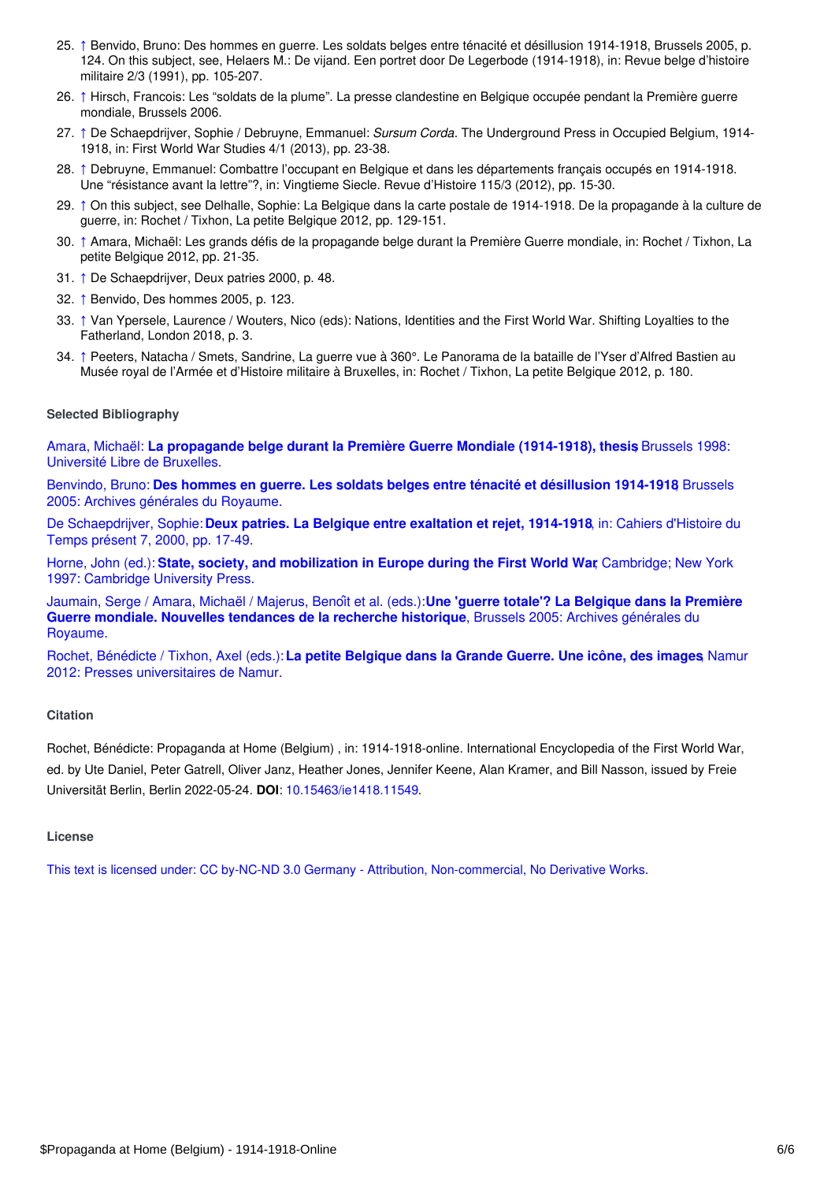25. ↑ Benvido, Bruno: Des hommes en guerre. Les soldats belges entre ténacité et désillusion 1914-1918, Brussels 2005, p. 124. On this subject, see, Helaers M.: De vijand. Een portret door De Legerbode (1914-1918), in: Revue belge d'histoire militaire 2/3 (1991), pp. 105-207.
26. ↑ Hirsch, Francois: Les "soldats de la plume". La presse clandestine en Belgique occupée pendant la Première guerre mondiale, Brussels 2006.
27. ↑ De Schaepdrijver, Sophie / Debruyne, Emmanuel: *Sursum Corda*. The Underground Press in Occupied Belgium, 1914-1918, in: First World War Studies 4/1 (2013), pp. 23-38.
28. ↑ Debruyne, Emmanuel: Combattre l'occupant en Belgique et dans les départements français occupés en 1914-1918. Une "résistance avant la lettre"?, in: Vingtieme Siecle. Revue d'Histoire 115/3 (2012), pp. 15-30.
29. ↑ On this subject, see Delhalle, Sophie: La Belgique dans la carte postale de 1914-1918. De la propagande à la culture de guerre, in: Rochet / Tixhon, La petite Belgique 2012, pp. 129-151.
30. ↑ Amara, Michaël: Les grands défis de la propagande belge durant la Première Guerre mondiale, in: Rochet / Tixhon, La petite Belgique 2012, pp. 21-35.
31. ↑ De Schaepdrijver, Deux patries 2000, p. 48.
32. ↑ Benvido, Des hommes 2005, p. 123.
33. ↑ Van Ypersele, Laurence / Wouters, Nico (eds): Nations, Identities and the First World War. Shifting Loyalties to the Fatherland, London 2018, p. 3.
34. ↑ Peeters, Natacha / Smets, Sandrine, La guerre vue à 360°. Le Panorama de la bataille de l'Yser d'Alfred Bastien au Musée royal de l'Armée et d'Histoire militaire à Bruxelles, in: Rochet / Tixhon, La petite Belgique 2012, p. 180.

### Selected Bibliography

Amara, Michaël: **La propagande belge durant la Première Guerre Mondiale (1914-1918), thesis**, Brussels 1998: Université Libre de Bruxelles.

Benvindo, Bruno: **Des hommes en guerre. Les soldats belges entre ténacité et désillusion 1914-1918**, Brussels 2005: Archives générales du Royaume.

De Schaepdrijver, Sophie: **Deux patries. La Belgique entre exaltation et rejet, 1914-1918**, in: Cahiers d'Histoire du Temps présent 7, 2000, pp. 17-49.

Horne, John (ed.): **State, society, and mobilization in Europe during the First World War**, Cambridge; New York 1997: Cambridge University Press.

Jaumain, Serge / Amara, Michaël / Majerus, Benoît et al. (eds.): **Une 'guerre totale'? La Belgique dans la Première Guerre mondiale. Nouvelles tendances de la recherche historique**, Brussels 2005: Archives générales du Royaume.

Rochet, Bénédicte / Tixhon, Axel (eds.): **La petite Belgique dans la Grande Guerre. Une icône, des images**, Namur 2012: Presses universitaires de Namur.

### Citation

Rochet, Bénédicte: Propaganda at Home (Belgium) , in: 1914-1918-online. International Encyclopedia of the First World War, ed. by Ute Daniel, Peter Gatrell, Oliver Janz, Heather Jones, Jennifer Keene, Alan Kramer, and Bill Nasson, issued by Freie Universität Berlin, Berlin 2022-05-24. **DOI**: 10.15463/ie1418.11549.

### License

This text is licensed under: CC by-NC-ND 3.0 Germany - Attribution, Non-commercial, No Derivative Works.